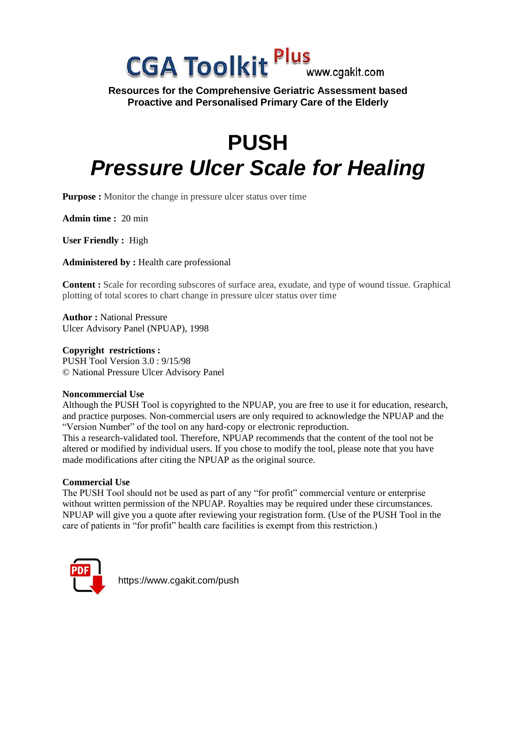CGA Toolkit Plus www.cgakit.com

**Resources for the Comprehensive Geriatric Assessment based Proactive and Personalised Primary Care of the Elderly**

# PUSH
# *Pressure Ulcer Scale for Healing*

**Purpose :** Monitor the change in pressure ulcer status over time

**Admin time :** 20 min

**User Friendly :** High

**Administered by :** Health care professional

**Content :** Scale for recording subscores of surface area, exudate, and type of wound tissue. Graphical plotting of total scores to chart change in pressure ulcer status over time

**Author :** National Pressure Ulcer Advisory Panel (NPUAP), 1998

**Copyright restrictions :**
PUSH Tool Version 3.0 : 9/15/98
© National Pressure Ulcer Advisory Panel

**Noncommercial Use**
Although the PUSH Tool is copyrighted to the NPUAP, you are free to use it for education, research, and practice purposes. Non-commercial users are only required to acknowledge the NPUAP and the "Version Number" of the tool on any hard-copy or electronic reproduction.
This a research-validated tool. Therefore, NPUAP recommends that the content of the tool not be altered or modified by individual users. If you chose to modify the tool, please note that you have made modifications after citing the NPUAP as the original source.

**Commercial Use**
The PUSH Tool should not be used as part of any "for profit" commercial venture or enterprise without written permission of the NPUAP. Royalties may be required under these circumstances. NPUAP will give you a quote after reviewing your registration form. (Use of the PUSH Tool in the care of patients in "for profit" health care facilities is exempt from this restriction.)

https://www.cgakit.com/push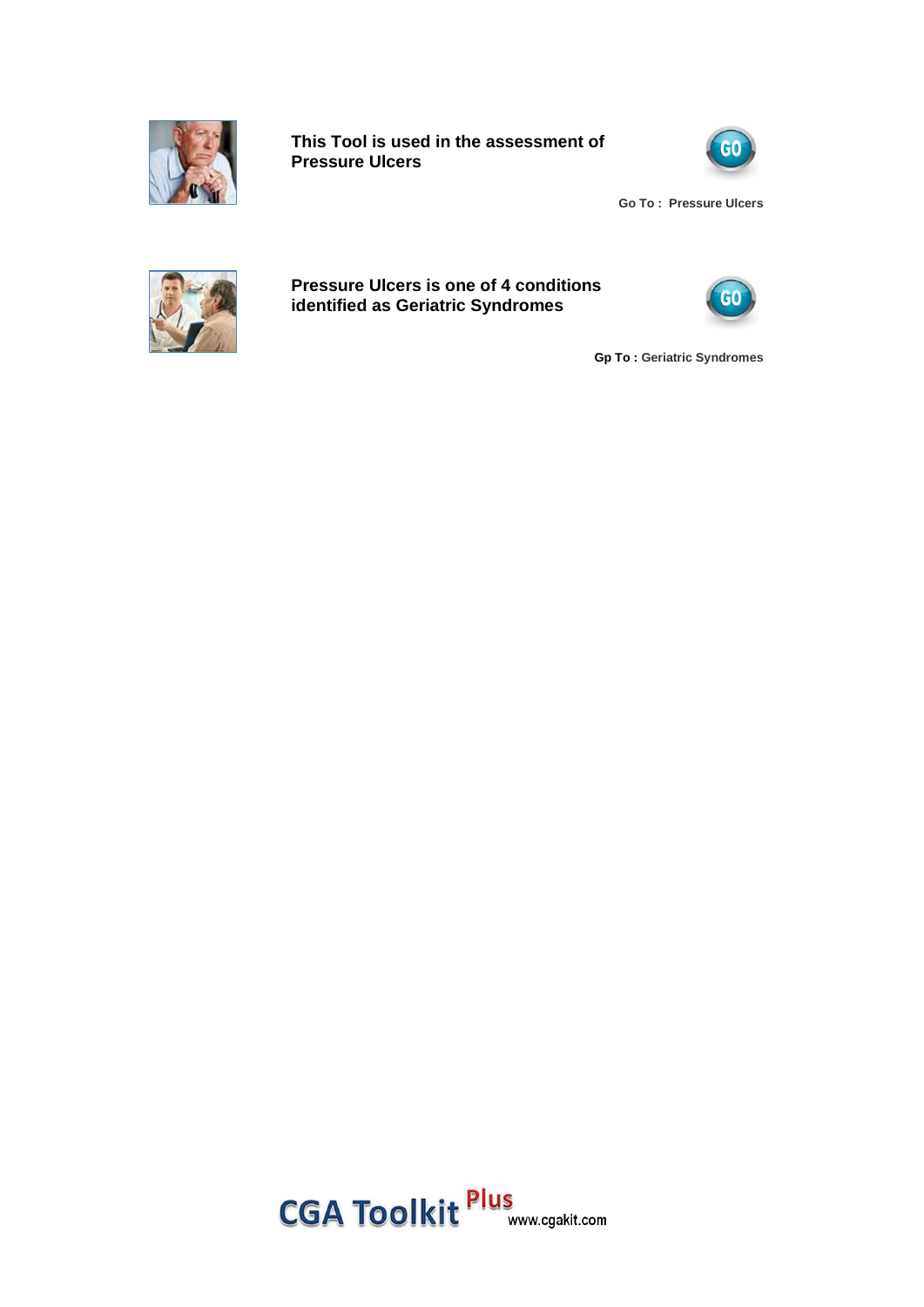**This Tool is used in the assessment of Pressure Ulcers**

GO

**Go To : Pressure Ulcers**

**Pressure Ulcers is one of 4 conditions identified as Geriatric Syndromes**

GO

**Gp To : Geriatric Syndromes**

CGA Toolkit Plus www.cgakit.com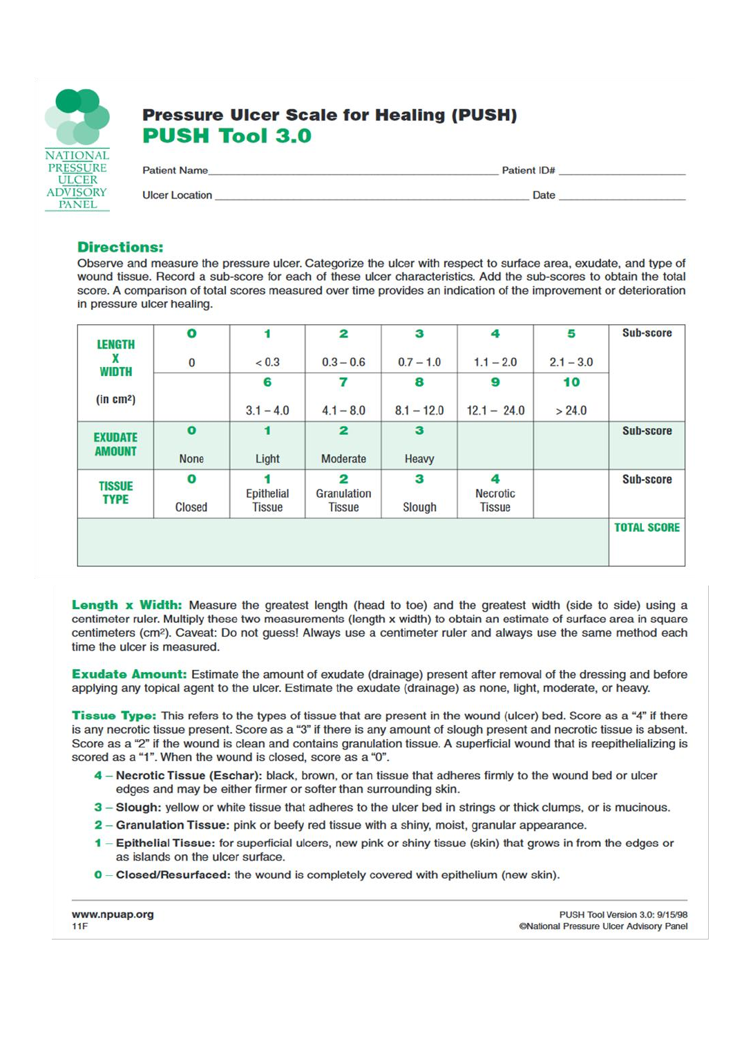NATIONAL PRESSURE ULCER ADVISORY PANEL

# Pressure Ulcer Scale for Healing (PUSH)

## PUSH Tool 3.0

Patient Name ______________________________ Patient ID# ______________

Ulcer Location ______________________________ Date ______________

### Directions:

Observe and measure the pressure ulcer. Categorize the ulcer with respect to surface area, exudate, and type of wound tissue. Record a sub-score for each of these ulcer characteristics. Add the sub-scores to obtain the total score. A comparison of total scores measured over time provides an indication of the improvement or deterioration in pressure ulcer healing.

| | | | | | | | |
|---|---|---|---|---|---|---|---|
| **LENGTH x WIDTH (in cm²)** | **0** | **1** | **2** | **3** | **4** | **5** | **Sub-score** |
| | 0 | < 0.3 | 0.3 – 0.6 | 0.7 – 1.0 | 1.1 – 2.0 | 2.1 – 3.0 | |
| | | **6** | **7** | **8** | **9** | **10** | |
| | | 3.1 – 4.0 | 4.1 – 8.0 | 8.1 – 12.0 | 12.1 – 24.0 | > 24.0 | |
| **EXUDATE AMOUNT** | **0** | **1** | **2** | **3** | | | **Sub-score** |
| | None | Light | Moderate | Heavy | | | |
| **TISSUE TYPE** | **0** | **1** | **2** | **3** | **4** | | **Sub-score** |
| | Closed | Epithelial Tissue | Granulation Tissue | Slough | Necrotic Tissue | | |
| | | | | | | | **TOTAL SCORE** |

**Length x Width:** Measure the greatest length (head to toe) and the greatest width (side to side) using a centimeter ruler. Multiply these two measurements (length x width) to obtain an estimate of surface area in square centimeters (cm²). Caveat: Do not guess! Always use a centimeter ruler and always use the same method each time the ulcer is measured.

**Exudate Amount:** Estimate the amount of exudate (drainage) present after removal of the dressing and before applying any topical agent to the ulcer. Estimate the exudate (drainage) as none, light, moderate, or heavy.

**Tissue Type:** This refers to the types of tissue that are present in the wound (ulcer) bed. Score as a "4" if there is any necrotic tissue present. Score as a "3" if there is any amount of slough present and necrotic tissue is absent. Score as a "2" if the wound is clean and contains granulation tissue. A superficial wound that is reepithelializing is scored as a "1". When the wound is closed, score as a "0".

- **4 – Necrotic Tissue (Eschar):** black, brown, or tan tissue that adheres firmly to the wound bed or ulcer edges and may be either firmer or softer than surrounding skin.
- **3 – Slough:** yellow or white tissue that adheres to the ulcer bed in strings or thick clumps, or is mucinous.
- **2 – Granulation Tissue:** pink or beefy red tissue with a shiny, moist, granular appearance.
- **1 – Epithelial Tissue:** for superficial ulcers, new pink or shiny tissue (skin) that grows in from the edges or as islands on the ulcer surface.
- **0 – Closed/Resurfaced:** the wound is completely covered with epithelium (new skin).

www.npuap.org
11F

PUSH Tool Version 3.0: 9/15/98
©National Pressure Ulcer Advisory Panel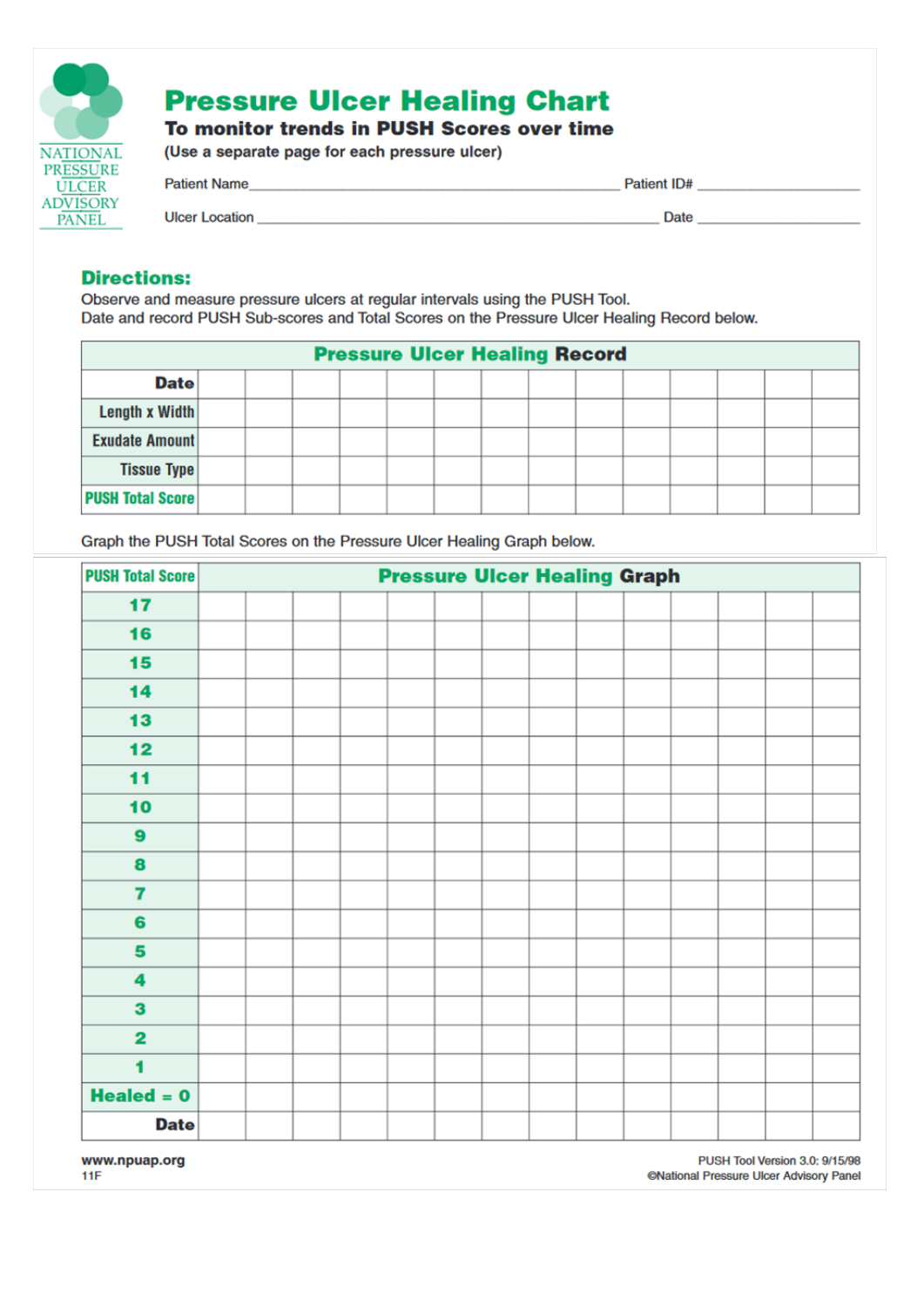NATIONAL PRESSURE ULCER ADVISORY PANEL

# Pressure Ulcer Healing Chart

## To monitor trends in PUSH Scores over time

**(Use a separate page for each pressure ulcer)**

Patient Name\_\_\_\_\_\_\_\_\_\_\_\_\_\_\_\_\_\_\_\_\_\_\_\_\_\_\_\_\_\_\_\_\_\_\_\_\_\_\_\_ Patient ID# \_\_\_\_\_\_\_\_\_\_\_\_\_\_\_\_\_\_\_\_

Ulcer Location \_\_\_\_\_\_\_\_\_\_\_\_\_\_\_\_\_\_\_\_\_\_\_\_\_\_\_\_\_\_\_\_\_\_\_\_\_\_\_\_ Date \_\_\_\_\_\_\_\_\_\_\_\_\_\_\_\_\_\_\_\_

## Directions:

Observe and measure pressure ulcers at regular intervals using the PUSH Tool.
Date and record PUSH Sub-scores and Total Scores on the Pressure Ulcer Healing Record below.

**Pressure Ulcer Healing Record**

| | | | | | | | | | | | | | |
|---|---|---|---|---|---|---|---|---|---|---|---|---|---|
| **Date** | | | | | | | | | | | | | |
| **Length x Width** | | | | | | | | | | | | | |
| **Exudate Amount** | | | | | | | | | | | | | |
| **Tissue Type** | | | | | | | | | | | | | |
| **PUSH Total Score** | | | | | | | | | | | | | |

Graph the PUSH Total Scores on the Pressure Ulcer Healing Graph below.

**Pressure Ulcer Healing Graph**

PUSH Total Score

17
16
15
14
13
12
11
10
9
8
7
6
5
4
3
2
1
Healed = 0
Date

www.npuap.org
11F

PUSH Tool Version 3.0: 9/15/98
©National Pressure Ulcer Advisory Panel